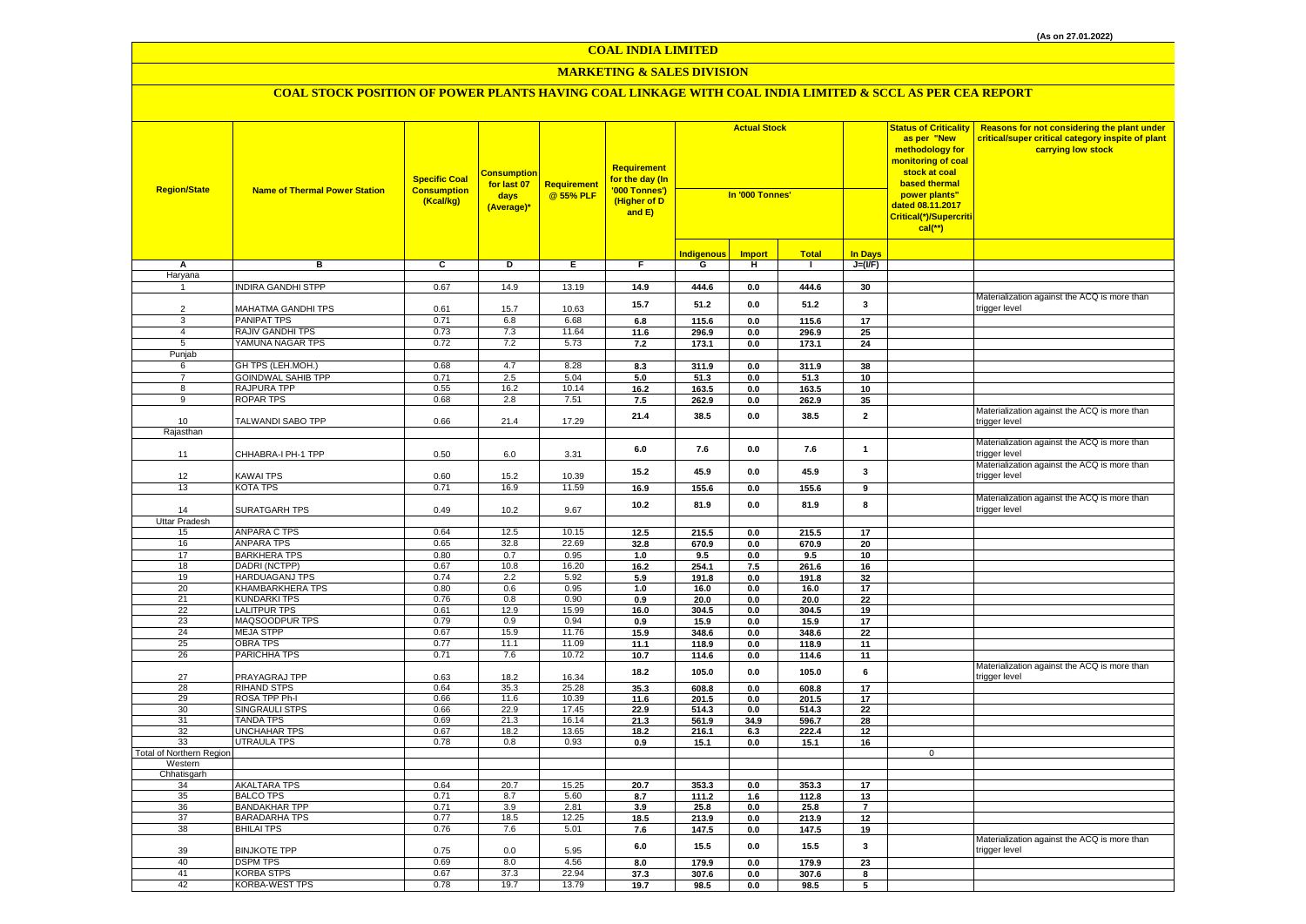(As on 27.01.2022)

# COAL INDIA LIMITED

## MARKETING & SALES DIVISION

### COAL STOCK POSITION OF POWER PLANTS HAVING COAL LINKAGE WITH COAL INDIA LIMITED & SCCL AS PER CEA REPORT

| Region/State | Name of Thermal Power Station | Specific Coal Consumption (Kcal/kg) | Consumption for last 07 days (Average)* | Requirement @ 55% PLF | Requirement for the day (In '000 Tonnes') (Higher of D and E) | Actual Stock In '000 Tonnes' | | | | Status of Criticality as per "New methodology for monitoring of coal stock at coal based thermal power plants" dated 08.11.2017 Critical(*)/Supercritical(**) | Reasons for not considering the plant under critical/super critical category inspite of plant carrying low stock |
|---|---|---|---|---|---|---|---|---|---|---|---|
| | | | | | | Indigenous | Import | Total | In Days | | |
| A | B | C | D | E | F | G | H | I | J=(I/F) | | |
| Haryana | | | | | | | | | | | |
| 1 | INDIRA GANDHI STPP | 0.67 | 14.9 | 13.19 | 14.9 | 444.6 | 0.0 | 444.6 | 30 | | |
| 2 | MAHATMA GANDHI TPS | 0.61 | 15.7 | 10.63 | 15.7 | 51.2 | 0.0 | 51.2 | 3 | | Materialization against the ACQ is more than trigger level |
| 3 | PANIPAT TPS | 0.71 | 6.8 | 6.68 | 6.8 | 115.6 | 0.0 | 115.6 | 17 | | |
| 4 | RAJIV GANDHI TPS | 0.73 | 7.3 | 11.64 | 11.6 | 296.9 | 0.0 | 296.9 | 25 | | |
| 5 | YAMUNA NAGAR TPS | 0.72 | 7.2 | 5.73 | 7.2 | 173.1 | 0.0 | 173.1 | 24 | | |
| Punjab | | | | | | | | | | | |
| 6 | GH TPS (LEH.MOH.) | 0.68 | 4.7 | 8.28 | 8.3 | 311.9 | 0.0 | 311.9 | 38 | | |
| 7 | GOINDWAL SAHIB TPP | 0.71 | 2.5 | 5.04 | 5.0 | 51.3 | 0.0 | 51.3 | 10 | | |
| 8 | RAJPURA TPP | 0.55 | 16.2 | 10.14 | 16.2 | 163.5 | 0.0 | 163.5 | 10 | | |
| 9 | ROPAR TPS | 0.68 | 2.8 | 7.51 | 7.5 | 262.9 | 0.0 | 262.9 | 35 | | |
| 10 | TALWANDI SABO TPP | 0.66 | 21.4 | 17.29 | 21.4 | 38.5 | 0.0 | 38.5 | 2 | | Materialization against the ACQ is more than trigger level |
| Rajasthan | | | | | | | | | | | |
| 11 | CHHABRA-I PH-1 TPP | 0.50 | 6.0 | 3.31 | 6.0 | 7.6 | 0.0 | 7.6 | 1 | | Materialization against the ACQ is more than trigger level |
| 12 | KAWAI TPS | 0.60 | 15.2 | 10.39 | 15.2 | 45.9 | 0.0 | 45.9 | 3 | | Materialization against the ACQ is more than trigger level |
| 13 | KOTA TPS | 0.71 | 16.9 | 11.59 | 16.9 | 155.6 | 0.0 | 155.6 | 9 | | |
| 14 | SURATGARH TPS | 0.49 | 10.2 | 9.67 | 10.2 | 81.9 | 0.0 | 81.9 | 8 | | Materialization against the ACQ is more than trigger level |
| Uttar Pradesh | | | | | | | | | | | |
| 15 | ANPARA C TPS | 0.64 | 12.5 | 10.15 | 12.5 | 215.5 | 0.0 | 215.5 | 17 | | |
| 16 | ANPARA TPS | 0.65 | 32.8 | 22.69 | 32.8 | 670.9 | 0.0 | 670.9 | 20 | | |
| 17 | BARKHERA TPS | 0.80 | 0.7 | 0.95 | 1.0 | 9.5 | 0.0 | 9.5 | 10 | | |
| 18 | DADRI (NCTPP) | 0.67 | 10.8 | 16.20 | 16.2 | 254.1 | 7.5 | 261.6 | 16 | | |
| 19 | HARDUAGANJ TPS | 0.74 | 2.2 | 5.92 | 5.9 | 191.8 | 0.0 | 191.8 | 32 | | |
| 20 | KHAMBARKHERA TPS | 0.80 | 0.6 | 0.95 | 1.0 | 16.0 | 0.0 | 16.0 | 17 | | |
| 21 | KUNDARKI TPS | 0.76 | 0.8 | 0.90 | 0.9 | 20.0 | 0.0 | 20.0 | 22 | | |
| 22 | LALITPUR TPS | 0.61 | 12.9 | 15.99 | 16.0 | 304.5 | 0.0 | 304.5 | 19 | | |
| 23 | MAQSOODPUR TPS | 0.79 | 0.9 | 0.94 | 0.9 | 15.9 | 0.0 | 15.9 | 17 | | |
| 24 | MEJA STPP | 0.67 | 15.9 | 11.76 | 15.9 | 348.6 | 0.0 | 348.6 | 22 | | |
| 25 | OBRA TPS | 0.77 | 11.1 | 11.09 | 11.1 | 118.9 | 0.0 | 118.9 | 11 | | |
| 26 | PARICHHA TPS | 0.71 | 7.6 | 10.72 | 10.7 | 114.6 | 0.0 | 114.6 | 11 | | |
| 27 | PRAYAGRAJ TPP | 0.63 | 18.2 | 16.34 | 18.2 | 105.0 | 0.0 | 105.0 | 6 | | Materialization against the ACQ is more than trigger level |
| 28 | RIHAND STPS | 0.64 | 35.3 | 25.28 | 35.3 | 608.8 | 0.0 | 608.8 | 17 | | |
| 29 | ROSA TPP Ph-I | 0.66 | 11.6 | 10.39 | 11.6 | 201.5 | 0.0 | 201.5 | 17 | | |
| 30 | SINGRAULI STPS | 0.66 | 22.9 | 17.45 | 22.9 | 514.3 | 0.0 | 514.3 | 22 | | |
| 31 | TANDA TPS | 0.69 | 21.3 | 16.14 | 21.3 | 561.9 | 34.9 | 596.7 | 28 | | |
| 32 | UNCHAHAR TPS | 0.67 | 18.2 | 13.65 | 18.2 | 216.1 | 6.3 | 222.4 | 12 | | |
| 33 | UTRAULA TPS | 0.78 | 0.8 | 0.93 | 0.9 | 15.1 | 0.0 | 15.1 | 16 | | |
| Total of Northern Region | | | | | | | | | | 0 | |
| Western | | | | | | | | | | | |
| Chhatisgarh | | | | | | | | | | | |
| 34 | AKALTARA TPS | 0.64 | 20.7 | 15.25 | 20.7 | 353.3 | 0.0 | 353.3 | 17 | | |
| 35 | BALCO TPS | 0.71 | 8.7 | 5.60 | 8.7 | 111.2 | 1.6 | 112.8 | 13 | | |
| 36 | BANDAKHAR TPP | 0.71 | 3.9 | 2.81 | 3.9 | 25.8 | 0.0 | 25.8 | 7 | | |
| 37 | BARADARHA TPS | 0.77 | 18.5 | 12.25 | 18.5 | 213.9 | 0.0 | 213.9 | 12 | | |
| 38 | BHILAI TPS | 0.76 | 7.6 | 5.01 | 7.6 | 147.5 | 0.0 | 147.5 | 19 | | |
| 39 | BINJKOTE TPP | 0.75 | 0.0 | 5.95 | 6.0 | 15.5 | 0.0 | 15.5 | 3 | | Materialization against the ACQ is more than trigger level |
| 40 | DSPM TPS | 0.69 | 8.0 | 4.56 | 8.0 | 179.9 | 0.0 | 179.9 | 23 | | |
| 41 | KORBA STPS | 0.67 | 37.3 | 22.94 | 37.3 | 307.6 | 0.0 | 307.6 | 8 | | |
| 42 | KORBA-WEST TPS | 0.78 | 19.7 | 13.79 | 19.7 | 98.5 | 0.0 | 98.5 | 5 | | |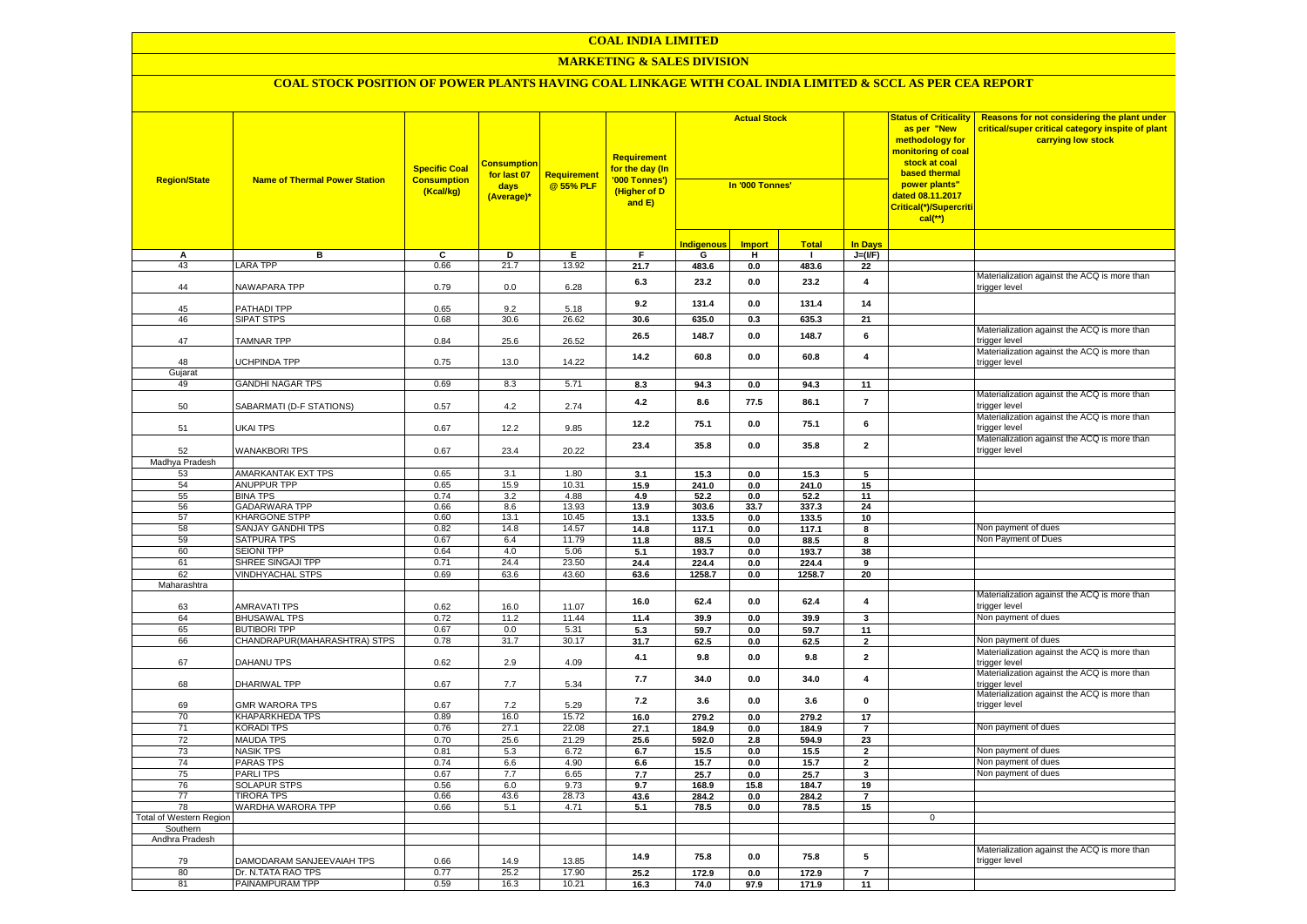# COAL INDIA LIMITED

## MARKETING & SALES DIVISION

### COAL STOCK POSITION OF POWER PLANTS HAVING COAL LINKAGE WITH COAL INDIA LIMITED & SCCL AS PER CEA REPORT

| Region/State | Name of Thermal Power Station | Specific Coal Consumption (Kcal/kg) | Consumption for last 07 days (Average)* | Requirement @ 55% PLF | Requirement for the day (In '000 Tonnes') (Higher of D and E) | Actual Stock In '000 Tonnes' | | | | Status of Criticality as per "New methodology for monitoring of coal stock at coal based thermal power plants" dated 08.11.2017 Critical(*)/Supercritical(**) | Reasons for not considering the plant under critical/super critical category inspite of plant carrying low stock |
|---|---|---|---|---|---|---|---|---|---|---|---|
| | | | | | | Indigenous | Import | Total | In Days | | |
| A | B | C | D | E | F | G | H | I | J=(I/F) | | |
| 43 | LARA TPP | 0.66 | 21.7 | 13.92 | 21.7 | 483.6 | 0.0 | 483.6 | 22 | | |
| 44 | NAWAPARA TPP | 0.79 | 0.0 | 6.28 | 6.3 | 23.2 | 0.0 | 23.2 | 4 | | Materialization against the ACQ is more than trigger level |
| 45 | PATHADI TPP | 0.65 | 9.2 | 5.18 | 9.2 | 131.4 | 0.0 | 131.4 | 14 | | |
| 46 | SIPAT STPS | 0.68 | 30.6 | 26.62 | 30.6 | 635.0 | 0.3 | 635.3 | 21 | | |
| 47 | TAMNAR TPP | 0.84 | 25.6 | 26.52 | 26.5 | 148.7 | 0.0 | 148.7 | 6 | | Materialization against the ACQ is more than trigger level |
| 48 | UCHPINDA TPP | 0.75 | 13.0 | 14.22 | 14.2 | 60.8 | 0.0 | 60.8 | 4 | | Materialization against the ACQ is more than trigger level |
| Gujarat | | | | | | | | | | | |
| 49 | GANDHI NAGAR TPS | 0.69 | 8.3 | 5.71 | 8.3 | 94.3 | 0.0 | 94.3 | 11 | | |
| 50 | SABARMATI (D-F STATIONS) | 0.57 | 4.2 | 2.74 | 4.2 | 8.6 | 77.5 | 86.1 | 7 | | Materialization against the ACQ is more than trigger level |
| 51 | UKAI TPS | 0.67 | 12.2 | 9.85 | 12.2 | 75.1 | 0.0 | 75.1 | 6 | | Materialization against the ACQ is more than trigger level |
| 52 | WANAKBORI TPS | 0.67 | 23.4 | 20.22 | 23.4 | 35.8 | 0.0 | 35.8 | 2 | | Materialization against the ACQ is more than trigger level |
| Madhya Pradesh | | | | | | | | | | | |
| 53 | AMARKANTAK EXT TPS | 0.65 | 3.1 | 1.80 | 3.1 | 15.3 | 0.0 | 15.3 | 5 | | |
| 54 | ANUPPUR TPP | 0.65 | 15.9 | 10.31 | 15.9 | 241.0 | 0.0 | 241.0 | 15 | | |
| 55 | BINA TPS | 0.74 | 3.2 | 4.88 | 4.9 | 52.2 | 0.0 | 52.2 | 11 | | |
| 56 | GADARWARA TPP | 0.66 | 8.6 | 13.93 | 13.9 | 303.6 | 33.7 | 337.3 | 24 | | |
| 57 | KHARGONE STPP | 0.60 | 13.1 | 10.45 | 13.1 | 133.5 | 0.0 | 133.5 | 10 | | |
| 58 | SANJAY GANDHI TPS | 0.82 | 14.8 | 14.57 | 14.8 | 117.1 | 0.0 | 117.1 | 8 | | Non payment of dues |
| 59 | SATPURA TPS | 0.67 | 6.4 | 11.79 | 11.8 | 88.5 | 0.0 | 88.5 | 8 | | Non Payment of Dues |
| 60 | SEIONI TPP | 0.64 | 4.0 | 5.06 | 5.1 | 193.7 | 0.0 | 193.7 | 38 | | |
| 61 | SHREE SINGAJI TPP | 0.71 | 24.4 | 23.50 | 24.4 | 224.4 | 0.0 | 224.4 | 9 | | |
| 62 | VINDHYACHAL STPS | 0.69 | 63.6 | 43.60 | 63.6 | 1258.7 | 0.0 | 1258.7 | 20 | | |
| Maharashtra | | | | | | | | | | | |
| 63 | AMRAVATI TPS | 0.62 | 16.0 | 11.07 | 16.0 | 62.4 | 0.0 | 62.4 | 4 | | Materialization against the ACQ is more than trigger level |
| 64 | BHUSAWAL TPS | 0.72 | 11.2 | 11.44 | 11.4 | 39.9 | 0.0 | 39.9 | 3 | | Non payment of dues |
| 65 | BUTIBORI TPP | 0.67 | 0.0 | 5.31 | 5.3 | 59.7 | 0.0 | 59.7 | 11 | | |
| 66 | CHANDRAPUR(MAHARASHTRA) STPS | 0.78 | 31.7 | 30.17 | 31.7 | 62.5 | 0.0 | 62.5 | 2 | | Non payment of dues |
| 67 | DAHANU TPS | 0.62 | 2.9 | 4.09 | 4.1 | 9.8 | 0.0 | 9.8 | 2 | | Materialization against the ACQ is more than trigger level |
| 68 | DHARIWAL TPP | 0.67 | 7.7 | 5.34 | 7.7 | 34.0 | 0.0 | 34.0 | 4 | | Materialization against the ACQ is more than trigger level |
| 69 | GMR WARORA TPS | 0.67 | 7.2 | 5.29 | 7.2 | 3.6 | 0.0 | 3.6 | 0 | | Materialization against the ACQ is more than trigger level |
| 70 | KHAPARKHEDA TPS | 0.89 | 16.0 | 15.72 | 16.0 | 279.2 | 0.0 | 279.2 | 17 | | |
| 71 | KORADI TPS | 0.76 | 27.1 | 22.08 | 27.1 | 184.9 | 0.0 | 184.9 | 7 | | Non payment of dues |
| 72 | MAUDA TPS | 0.70 | 25.6 | 21.29 | 25.6 | 592.0 | 2.8 | 594.9 | 23 | | |
| 73 | NASIK TPS | 0.81 | 5.3 | 6.72 | 6.7 | 15.5 | 0.0 | 15.5 | 2 | | Non payment of dues |
| 74 | PARAS TPS | 0.74 | 6.6 | 4.90 | 6.6 | 15.7 | 0.0 | 15.7 | 2 | | Non payment of dues |
| 75 | PARLI TPS | 0.67 | 7.7 | 6.65 | 7.7 | 25.7 | 0.0 | 25.7 | 3 | | Non payment of dues |
| 76 | SOLAPUR STPS | 0.56 | 6.0 | 9.73 | 9.7 | 168.9 | 15.8 | 184.7 | 19 | | |
| 77 | TIRORA TPS | 0.66 | 43.6 | 28.73 | 43.6 | 284.2 | 0.0 | 284.2 | 7 | | |
| 78 | WARDHA WARORA TPP | 0.66 | 5.1 | 4.71 | 5.1 | 78.5 | 0.0 | 78.5 | 15 | | |
| Total of Western Region | | | | | | | | | | 0 | |
| Southern | | | | | | | | | | | |
| Andhra Pradesh | | | | | | | | | | | |
| 79 | DAMODARAM SANJEEVAIAH TPS | 0.66 | 14.9 | 13.85 | 14.9 | 75.8 | 0.0 | 75.8 | 5 | | Materialization against the ACQ is more than trigger level |
| 80 | Dr. N.TATA RAO TPS | 0.77 | 25.2 | 17.90 | 25.2 | 172.9 | 0.0 | 172.9 | 7 | | |
| 81 | PAINAMPURAM TPP | 0.59 | 16.3 | 10.21 | 16.3 | 74.0 | 97.9 | 171.9 | 11 | | |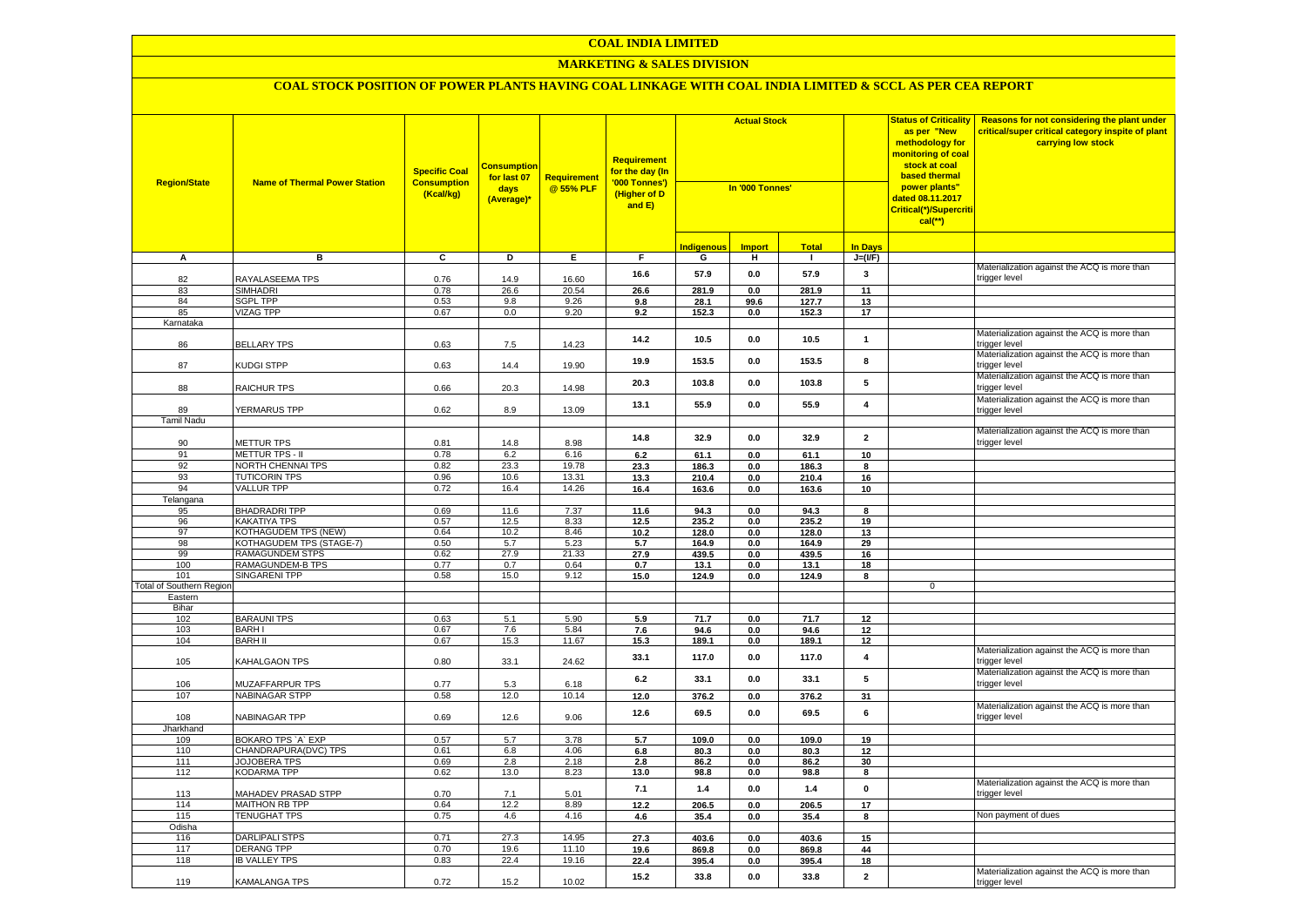# COAL INDIA LIMITED

## MARKETING & SALES DIVISION

### COAL STOCK POSITION OF POWER PLANTS HAVING COAL LINKAGE WITH COAL INDIA LIMITED & SCCL AS PER CEA REPORT

| Region/State | Name of Thermal Power Station | Specific Coal Consumption (Kcal/kg) | Consumption for last 07 days (Average)* | Requirement @ 55% PLF | Requirement for the day (In '000 Tonnes') (Higher of D and E) | Actual Stock In '000 Tonnes' | | | | Status of Criticality as per "New methodology for monitoring of coal stock at coal based thermal power plants" dated 08.11.2017 Critical(*)/Supercritical(**) | Reasons for not considering the plant under critical/super critical category inspite of plant carrying low stock |
|---|---|---|---|---|---|---|---|---|---|---|---|
| | | | | | | Indigenous | Import | Total | In Days | | |
| A | B | C | D | E | F | G | H | I | J=(I/F) | | |
| 82 | RAYALASEEMA TPS | 0.76 | 14.9 | 16.60 | 16.6 | 57.9 | 0.0 | 57.9 | 3 | | Materialization against the ACQ is more than trigger level |
| 83 | SIMHADRI | 0.78 | 26.6 | 20.54 | 26.6 | 281.9 | 0.0 | 281.9 | 11 | | |
| 84 | SGPL TPP | 0.53 | 9.8 | 9.26 | 9.8 | 28.1 | 99.6 | 127.7 | 13 | | |
| 85 | VIZAG TPP | 0.67 | 0.0 | 9.20 | 9.2 | 152.3 | 0.0 | 152.3 | 17 | | |
| Karnataka | | | | | | | | | | | |
| 86 | BELLARY TPS | 0.63 | 7.5 | 14.23 | 14.2 | 10.5 | 0.0 | 10.5 | 1 | | Materialization against the ACQ is more than trigger level |
| 87 | KUDGI STPP | 0.63 | 14.4 | 19.90 | 19.9 | 153.5 | 0.0 | 153.5 | 8 | | Materialization against the ACQ is more than trigger level |
| 88 | RAICHUR TPS | 0.66 | 20.3 | 14.98 | 20.3 | 103.8 | 0.0 | 103.8 | 5 | | Materialization against the ACQ is more than trigger level |
| 89 | YERMARUS TPP | 0.62 | 8.9 | 13.09 | 13.1 | 55.9 | 0.0 | 55.9 | 4 | | Materialization against the ACQ is more than trigger level |
| Tamil Nadu | | | | | | | | | | | |
| 90 | METTUR TPS | 0.81 | 14.8 | 8.98 | 14.8 | 32.9 | 0.0 | 32.9 | 2 | | Materialization against the ACQ is more than trigger level |
| 91 | METTUR TPS - II | 0.78 | 6.2 | 6.16 | 6.2 | 61.1 | 0.0 | 61.1 | 10 | | |
| 92 | NORTH CHENNAI TPS | 0.82 | 23.3 | 19.78 | 23.3 | 186.3 | 0.0 | 186.3 | 8 | | |
| 93 | TUTICORIN TPS | 0.96 | 10.6 | 13.31 | 13.3 | 210.4 | 0.0 | 210.4 | 16 | | |
| 94 | VALLUR TPP | 0.72 | 16.4 | 14.26 | 16.4 | 163.6 | 0.0 | 163.6 | 10 | | |
| Telangana | | | | | | | | | | | |
| 95 | BHADRADRI TPP | 0.69 | 11.6 | 7.37 | 11.6 | 94.3 | 0.0 | 94.3 | 8 | | |
| 96 | KAKATIYA TPS | 0.57 | 12.5 | 8.33 | 12.5 | 235.2 | 0.0 | 235.2 | 19 | | |
| 97 | KOTHAGUDEM TPS (NEW) | 0.64 | 10.2 | 8.46 | 10.2 | 128.0 | 0.0 | 128.0 | 13 | | |
| 98 | KOTHAGUDEM TPS (STAGE-7) | 0.50 | 5.7 | 5.23 | 5.7 | 164.9 | 0.0 | 164.9 | 29 | | |
| 99 | RAMAGUNDEM STPS | 0.62 | 27.9 | 21.33 | 27.9 | 439.5 | 0.0 | 439.5 | 16 | | |
| 100 | RAMAGUNDEM-B TPS | 0.77 | 0.7 | 0.64 | 0.7 | 13.1 | 0.0 | 13.1 | 18 | | |
| 101 | SINGARENI TPP | 0.58 | 15.0 | 9.12 | 15.0 | 124.9 | 0.0 | 124.9 | 8 | | |
| Total of Southern Region | | | | | | | | | | 0 | |
| Eastern | | | | | | | | | | | |
| Bihar | | | | | | | | | | | |
| 102 | BARAUNI TPS | 0.63 | 5.1 | 5.90 | 5.9 | 71.7 | 0.0 | 71.7 | 12 | | |
| 103 | BARH I | 0.67 | 7.6 | 5.84 | 7.6 | 94.6 | 0.0 | 94.6 | 12 | | |
| 104 | BARH II | 0.67 | 15.3 | 11.67 | 15.3 | 189.1 | 0.0 | 189.1 | 12 | | |
| 105 | KAHALGAON TPS | 0.80 | 33.1 | 24.62 | 33.1 | 117.0 | 0.0 | 117.0 | 4 | | Materialization against the ACQ is more than trigger level |
| 106 | MUZAFFARPUR TPS | 0.77 | 5.3 | 6.18 | 6.2 | 33.1 | 0.0 | 33.1 | 5 | | Materialization against the ACQ is more than trigger level |
| 107 | NABINAGAR STPP | 0.58 | 12.0 | 10.14 | 12.0 | 376.2 | 0.0 | 376.2 | 31 | | |
| 108 | NABINAGAR TPP | 0.69 | 12.6 | 9.06 | 12.6 | 69.5 | 0.0 | 69.5 | 6 | | Materialization against the ACQ is more than trigger level |
| Jharkhand | | | | | | | | | | | |
| 109 | BOKARO TPS `A` EXP | 0.57 | 5.7 | 3.78 | 5.7 | 109.0 | 0.0 | 109.0 | 19 | | |
| 110 | CHANDRAPURA(DVC) TPS | 0.61 | 6.8 | 4.06 | 6.8 | 80.3 | 0.0 | 80.3 | 12 | | |
| 111 | JOJOBERA TPS | 0.69 | 2.8 | 2.18 | 2.8 | 86.2 | 0.0 | 86.2 | 30 | | |
| 112 | KODARMA TPP | 0.62 | 13.0 | 8.23 | 13.0 | 98.8 | 0.0 | 98.8 | 8 | | |
| 113 | MAHADEV PRASAD STPP | 0.70 | 7.1 | 5.01 | 7.1 | 1.4 | 0.0 | 1.4 | 0 | | Materialization against the ACQ is more than trigger level |
| 114 | MAITHON RB TPP | 0.64 | 12.2 | 8.89 | 12.2 | 206.5 | 0.0 | 206.5 | 17 | | |
| 115 | TENUGHAT TPS | 0.75 | 4.6 | 4.16 | 4.6 | 35.4 | 0.0 | 35.4 | 8 | | Non payment of dues |
| Odisha | | | | | | | | | | | |
| 116 | DARLIPALI STPS | 0.71 | 27.3 | 14.95 | 27.3 | 403.6 | 0.0 | 403.6 | 15 | | |
| 117 | DERANG TPP | 0.70 | 19.6 | 11.10 | 19.6 | 869.8 | 0.0 | 869.8 | 44 | | |
| 118 | IB VALLEY TPS | 0.83 | 22.4 | 19.16 | 22.4 | 395.4 | 0.0 | 395.4 | 18 | | |
| 119 | KAMALANGA TPS | 0.72 | 15.2 | 10.02 | 15.2 | 33.8 | 0.0 | 33.8 | 2 | | Materialization against the ACQ is more than trigger level |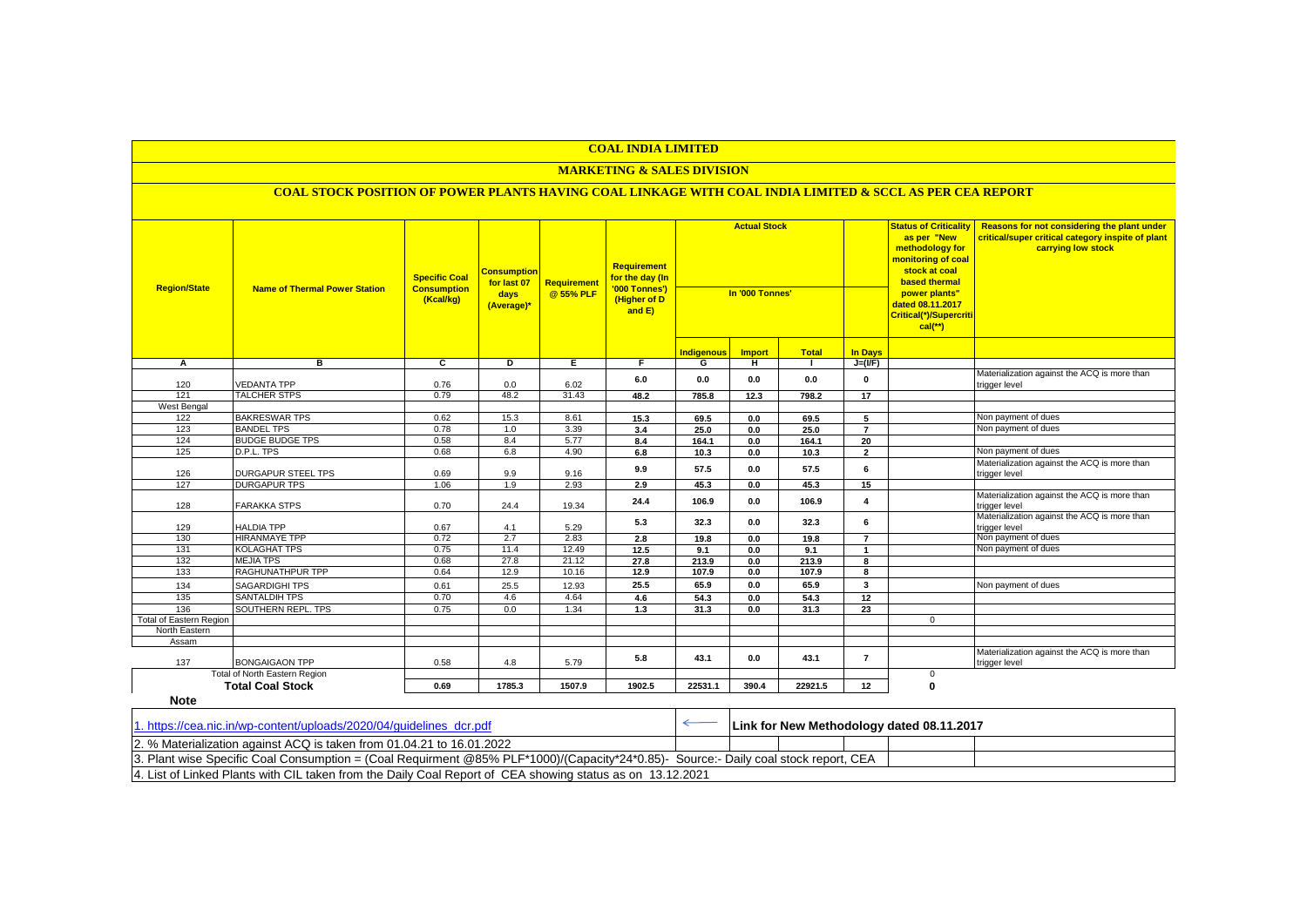# COAL INDIA LIMITED

## MARKETING & SALES DIVISION

### COAL STOCK POSITION OF POWER PLANTS HAVING COAL LINKAGE WITH COAL INDIA LIMITED & SCCL AS PER CEA REPORT

| Region/State | Name of Thermal Power Station | Specific Coal Consumption (Kcal/kg) | Consumption for last 07 days (Average)* | Requirement @ 55% PLF | Requirement for the day (In '000 Tonnes') (Higher of D and E) | Actual Stock In '000 Tonnes' | | | | Status of Criticality as per "New methodology for monitoring of coal stock at coal based thermal power plants" dated 08.11.2017 Critical(*)/Supercritical(**) | Reasons for not considering the plant under critical/super critical category inspite of plant carrying low stock |
|---|---|---|---|---|---|---|---|---|---|---|---|
| | | | | | | Indigenous | Import | Total | In Days | | |
| A | B | C | D | E | F | G | H | I | J=(I/F) | | |
| 120 | VEDANTA TPP | 0.76 | 0.0 | 6.02 | 6.0 | 0.0 | 0.0 | 0.0 | 0 | | Materialization against the ACQ is more than trigger level |
| 121 | TALCHER STPS | 0.79 | 48.2 | 31.43 | 48.2 | 785.8 | 12.3 | 798.2 | 17 | | |
| West Bengal | | | | | | | | | | | |
| 122 | BAKRESWAR TPS | 0.62 | 15.3 | 8.61 | 15.3 | 69.5 | 0.0 | 69.5 | 5 | | Non payment of dues |
| 123 | BANDEL TPS | 0.78 | 1.0 | 3.39 | 3.4 | 25.0 | 0.0 | 25.0 | 7 | | Non payment of dues |
| 124 | BUDGE BUDGE TPS | 0.58 | 8.4 | 5.77 | 8.4 | 164.1 | 0.0 | 164.1 | 20 | | |
| 125 | D.P.L. TPS | 0.68 | 6.8 | 4.90 | 6.8 | 10.3 | 0.0 | 10.3 | 2 | | Non payment of dues |
| 126 | DURGAPUR STEEL TPS | 0.69 | 9.9 | 9.16 | 9.9 | 57.5 | 0.0 | 57.5 | 6 | | Materialization against the ACQ is more than trigger level |
| 127 | DURGAPUR TPS | 1.06 | 1.9 | 2.93 | 2.9 | 45.3 | 0.0 | 45.3 | 15 | | |
| 128 | FARAKKA STPS | 0.70 | 24.4 | 19.34 | 24.4 | 106.9 | 0.0 | 106.9 | 4 | | Materialization against the ACQ is more than trigger level |
| 129 | HALDIA TPP | 0.67 | 4.1 | 5.29 | 5.3 | 32.3 | 0.0 | 32.3 | 6 | | Materialization against the ACQ is more than trigger level |
| 130 | HIRANMAYE TPP | 0.72 | 2.7 | 2.83 | 2.8 | 19.8 | 0.0 | 19.8 | 7 | | Non payment of dues |
| 131 | KOLAGHAT TPS | 0.75 | 11.4 | 12.49 | 12.5 | 9.1 | 0.0 | 9.1 | 1 | | Non payment of dues |
| 132 | MEJIA TPS | 0.68 | 27.8 | 21.12 | 27.8 | 213.9 | 0.0 | 213.9 | 8 | | |
| 133 | RAGHUNATHPUR TPP | 0.64 | 12.9 | 10.16 | 12.9 | 107.9 | 0.0 | 107.9 | 8 | | |
| 134 | SAGARDIGHI TPS | 0.61 | 25.5 | 12.93 | 25.5 | 65.9 | 0.0 | 65.9 | 3 | | Non payment of dues |
| 135 | SANTALDIH TPS | 0.70 | 4.6 | 4.64 | 4.6 | 54.3 | 0.0 | 54.3 | 12 | | |
| 136 | SOUTHERN REPL. TPS | 0.75 | 0.0 | 1.34 | 1.3 | 31.3 | 0.0 | 31.3 | 23 | | |
| Total of Eastern Region | | | | | | | | | | 0 | |
| North Eastern | | | | | | | | | | | |
| Assam | | | | | | | | | | | |
| 137 | BONGAIGAON TPP | 0.58 | 4.8 | 5.79 | 5.8 | 43.1 | 0.0 | 43.1 | 7 | | Materialization against the ACQ is more than trigger level |
| Total of North Eastern Region | | | | | | | | | | 0 | |
| **Total Coal Stock** | | **0.69** | **1785.3** | **1507.9** | **1902.5** | **22531.1** | **390.4** | **22921.5** | **12** | **0** | |

**Note**

1. https://cea.nic.in/wp-content/uploads/2020/04/guidelines_dcr.pdf ⟵ **Link for New Methodology dated 08.11.2017**
2. % Materialization against ACQ is taken from 01.04.21 to 16.01.2022
3. Plant wise Specific Coal Consumption = (Coal Requirment @85% PLF*1000)/(Capacity*24*0.85)- Source:- Daily coal stock report, CEA
4. List of Linked Plants with CIL taken from the Daily Coal Report of CEA showing status as on 13.12.2021